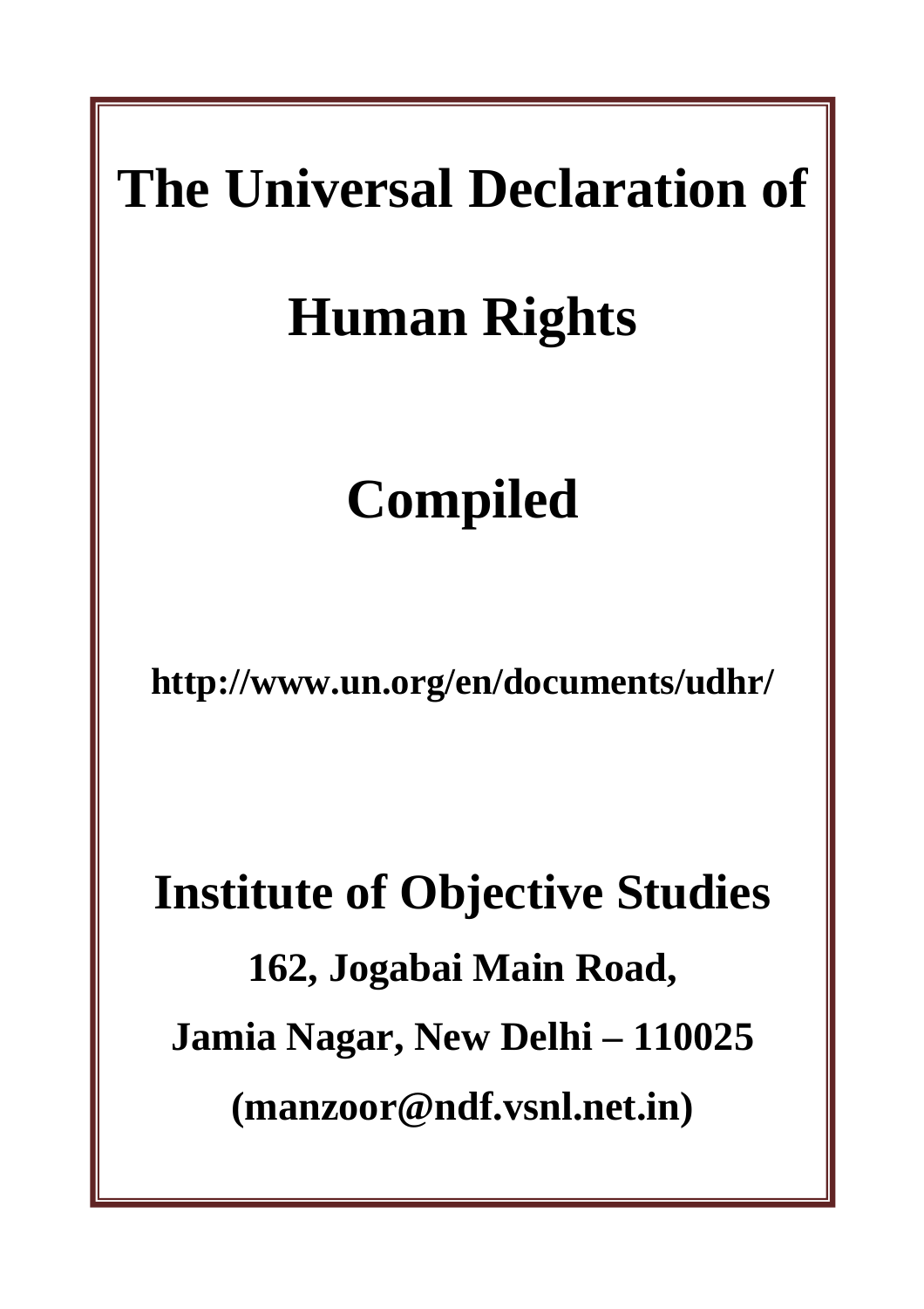# The Universal Declaration of Human Rights

# Compiled

**http://www.un.org/en/documents/udhr/**

## Institute of Objective Studies

**162, Jogabai Main Road,**

**Jamia Nagar, New Delhi – 110025**

**(manzoor@ndf.vsnl.net.in)**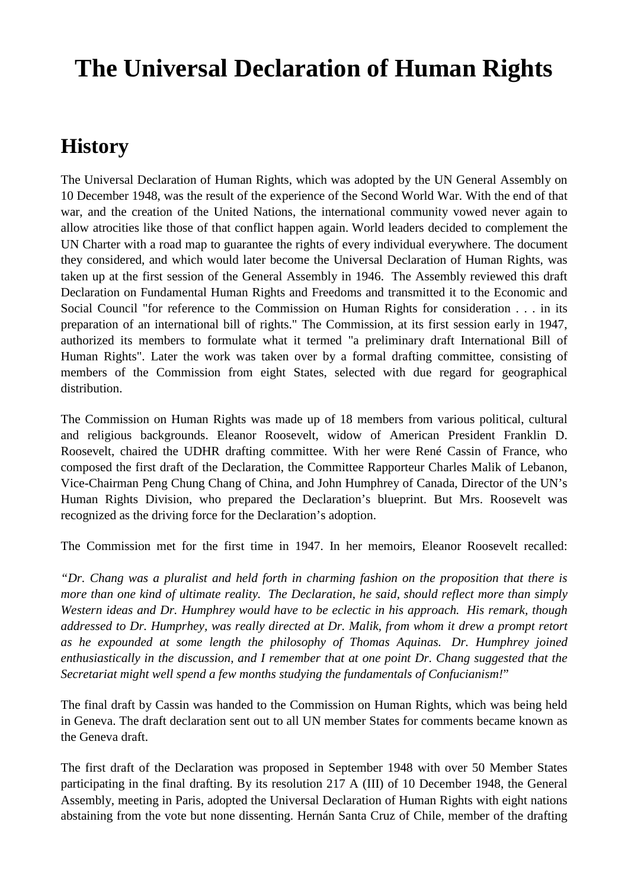# The Universal Declaration of Human Rights

## History

The Universal Declaration of Human Rights, which was adopted by the UN General Assembly on 10 December 1948, was the result of the experience of the Second World War. With the end of that war, and the creation of the United Nations, the international community vowed never again to allow atrocities like those of that conflict happen again. World leaders decided to complement the UN Charter with a road map to guarantee the rights of every individual everywhere. The document they considered, and which would later become the Universal Declaration of Human Rights, was taken up at the first session of the General Assembly in 1946. The Assembly reviewed this draft Declaration on Fundamental Human Rights and Freedoms and transmitted it to the Economic and Social Council "for reference to the Commission on Human Rights for consideration . . . in its preparation of an international bill of rights." The Commission, at its first session early in 1947, authorized its members to formulate what it termed "a preliminary draft International Bill of Human Rights". Later the work was taken over by a formal drafting committee, consisting of members of the Commission from eight States, selected with due regard for geographical distribution.

The Commission on Human Rights was made up of 18 members from various political, cultural and religious backgrounds. Eleanor Roosevelt, widow of American President Franklin D. Roosevelt, chaired the UDHR drafting committee. With her were René Cassin of France, who composed the first draft of the Declaration, the Committee Rapporteur Charles Malik of Lebanon, Vice-Chairman Peng Chung Chang of China, and John Humphrey of Canada, Director of the UN's Human Rights Division, who prepared the Declaration's blueprint. But Mrs. Roosevelt was recognized as the driving force for the Declaration's adoption.

The Commission met for the first time in 1947. In her memoirs, Eleanor Roosevelt recalled:

*"Dr. Chang was a pluralist and held forth in charming fashion on the proposition that there is more than one kind of ultimate reality. The Declaration, he said, should reflect more than simply Western ideas and Dr. Humphrey would have to be eclectic in his approach. His remark, though addressed to Dr. Humprhey, was really directed at Dr. Malik, from whom it drew a prompt retort as he expounded at some length the philosophy of Thomas Aquinas. Dr. Humphrey joined enthusiastically in the discussion, and I remember that at one point Dr. Chang suggested that the Secretariat might well spend a few months studying the fundamentals of Confucianism!"*

The final draft by Cassin was handed to the Commission on Human Rights, which was being held in Geneva. The draft declaration sent out to all UN member States for comments became known as the Geneva draft.

The first draft of the Declaration was proposed in September 1948 with over 50 Member States participating in the final drafting. By its resolution 217 A (III) of 10 December 1948, the General Assembly, meeting in Paris, adopted the Universal Declaration of Human Rights with eight nations abstaining from the vote but none dissenting. Hernán Santa Cruz of Chile, member of the drafting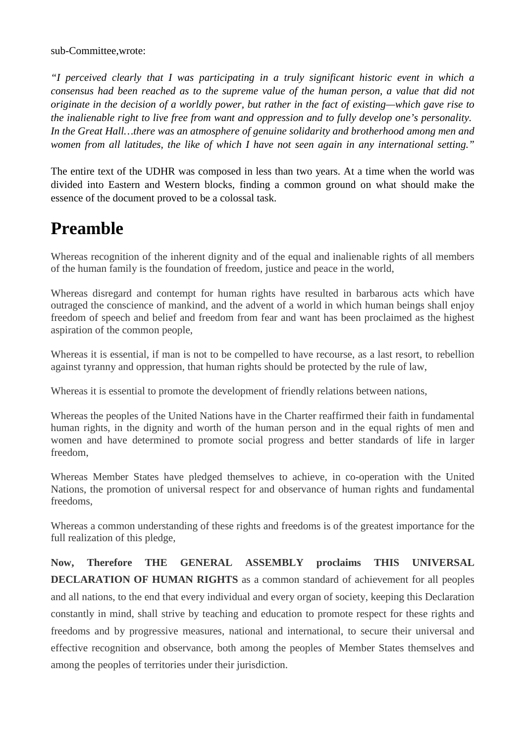sub-Committee,wrote:

*"I perceived clearly that I was participating in a truly significant historic event in which a consensus had been reached as to the supreme value of the human person, a value that did not originate in the decision of a worldly power, but rather in the fact of existing—which gave rise to the inalienable right to live free from want and oppression and to fully develop one's personality. In the Great Hall…there was an atmosphere of genuine solidarity and brotherhood among men and women from all latitudes, the like of which I have not seen again in any international setting."*

The entire text of the UDHR was composed in less than two years. At a time when the world was divided into Eastern and Western blocks, finding a common ground on what should make the essence of the document proved to be a colossal task.

# Preamble

Whereas recognition of the inherent dignity and of the equal and inalienable rights of all members of the human family is the foundation of freedom, justice and peace in the world,

Whereas disregard and contempt for human rights have resulted in barbarous acts which have outraged the conscience of mankind, and the advent of a world in which human beings shall enjoy freedom of speech and belief and freedom from fear and want has been proclaimed as the highest aspiration of the common people,

Whereas it is essential, if man is not to be compelled to have recourse, as a last resort, to rebellion against tyranny and oppression, that human rights should be protected by the rule of law,

Whereas it is essential to promote the development of friendly relations between nations,

Whereas the peoples of the United Nations have in the Charter reaffirmed their faith in fundamental human rights, in the dignity and worth of the human person and in the equal rights of men and women and have determined to promote social progress and better standards of life in larger freedom,

Whereas Member States have pledged themselves to achieve, in co-operation with the United Nations, the promotion of universal respect for and observance of human rights and fundamental freedoms,

Whereas a common understanding of these rights and freedoms is of the greatest importance for the full realization of this pledge,

**Now, Therefore THE GENERAL ASSEMBLY proclaims THIS UNIVERSAL DECLARATION OF HUMAN RIGHTS** as a common standard of achievement for all peoples and all nations, to the end that every individual and every organ of society, keeping this Declaration constantly in mind, shall strive by teaching and education to promote respect for these rights and freedoms and by progressive measures, national and international, to secure their universal and effective recognition and observance, both among the peoples of Member States themselves and among the peoples of territories under their jurisdiction.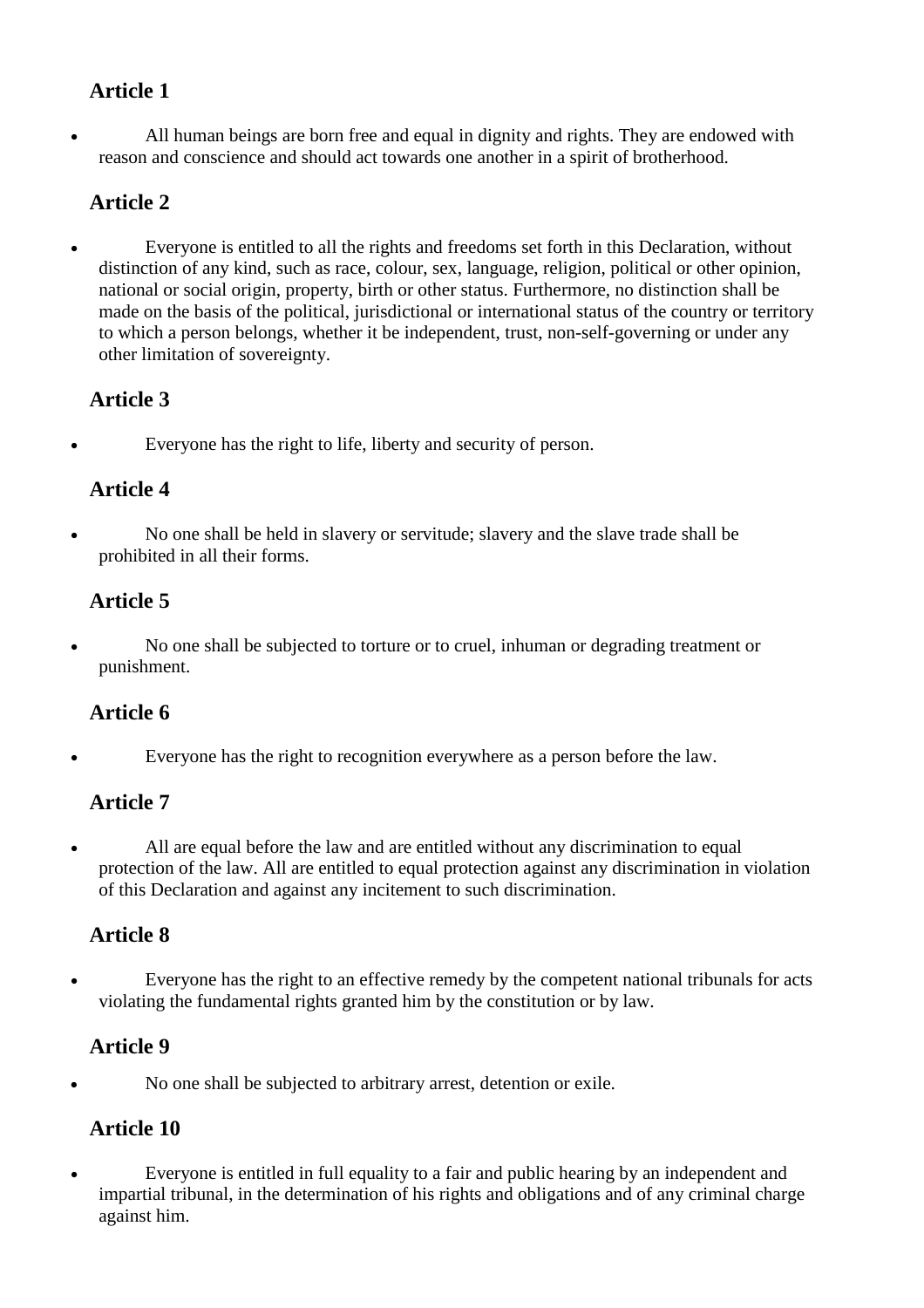### Article 1

- All human beings are born free and equal in dignity and rights. They are endowed with reason and conscience and should act towards one another in a spirit of brotherhood.

### Article 2

- Everyone is entitled to all the rights and freedoms set forth in this Declaration, without distinction of any kind, such as race, colour, sex, language, religion, political or other opinion, national or social origin, property, birth or other status. Furthermore, no distinction shall be made on the basis of the political, jurisdictional or international status of the country or territory to which a person belongs, whether it be independent, trust, non-self-governing or under any other limitation of sovereignty.

### Article 3

- Everyone has the right to life, liberty and security of person.

### Article 4

- No one shall be held in slavery or servitude; slavery and the slave trade shall be prohibited in all their forms.

### Article 5

- No one shall be subjected to torture or to cruel, inhuman or degrading treatment or punishment.

### Article 6

- Everyone has the right to recognition everywhere as a person before the law.

### Article 7

- All are equal before the law and are entitled without any discrimination to equal protection of the law. All are entitled to equal protection against any discrimination in violation of this Declaration and against any incitement to such discrimination.

### Article 8

- Everyone has the right to an effective remedy by the competent national tribunals for acts violating the fundamental rights granted him by the constitution or by law.

### Article 9

- No one shall be subjected to arbitrary arrest, detention or exile.

### Article 10

- Everyone is entitled in full equality to a fair and public hearing by an independent and impartial tribunal, in the determination of his rights and obligations and of any criminal charge against him.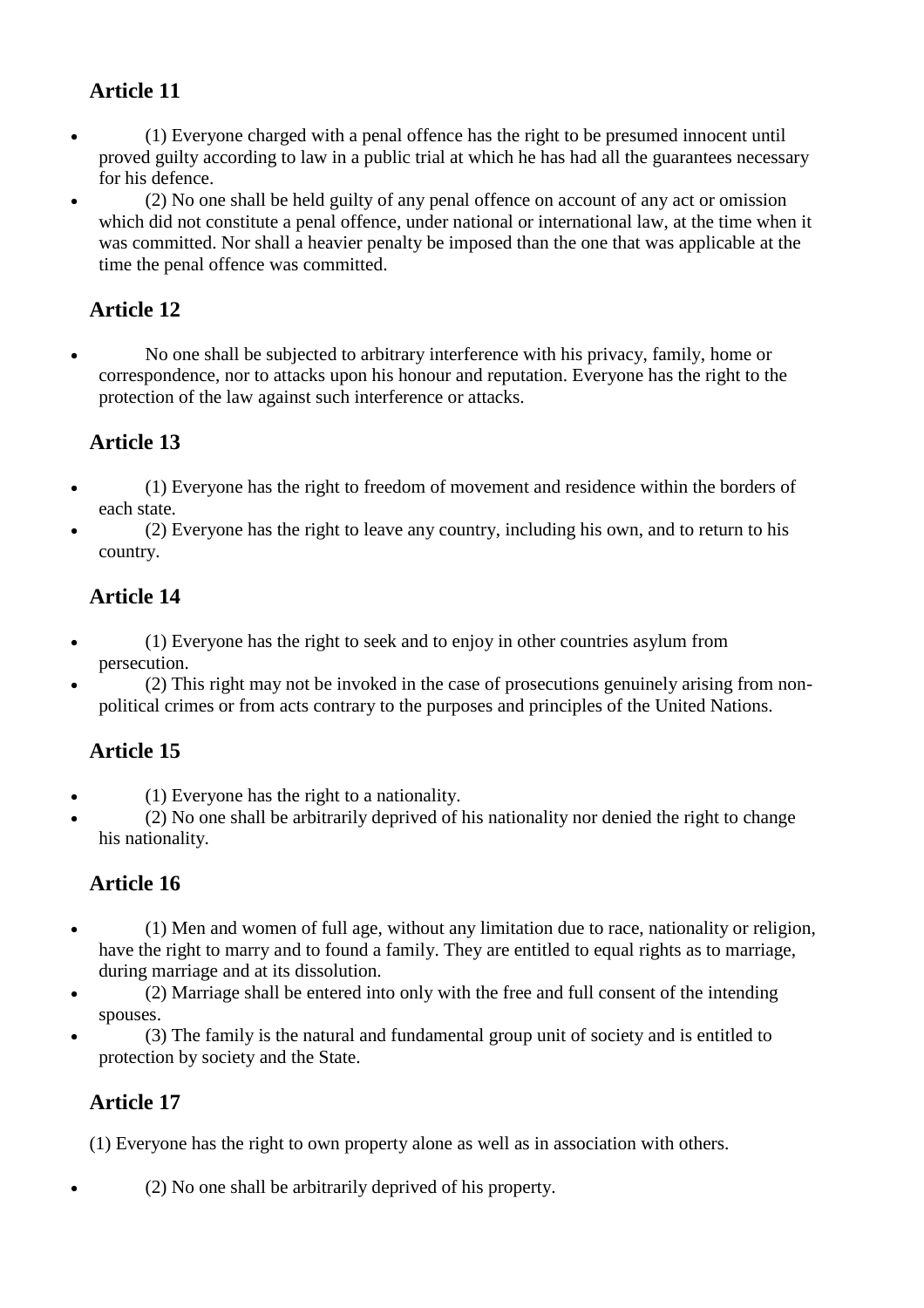## Article 11

- (1) Everyone charged with a penal offence has the right to be presumed innocent until proved guilty according to law in a public trial at which he has had all the guarantees necessary for his defence.
- (2) No one shall be held guilty of any penal offence on account of any act or omission which did not constitute a penal offence, under national or international law, at the time when it was committed. Nor shall a heavier penalty be imposed than the one that was applicable at the time the penal offence was committed.

## Article 12

- No one shall be subjected to arbitrary interference with his privacy, family, home or correspondence, nor to attacks upon his honour and reputation. Everyone has the right to the protection of the law against such interference or attacks.

## Article 13

- (1) Everyone has the right to freedom of movement and residence within the borders of each state.
- (2) Everyone has the right to leave any country, including his own, and to return to his country.

## Article 14

- (1) Everyone has the right to seek and to enjoy in other countries asylum from persecution.
- (2) This right may not be invoked in the case of prosecutions genuinely arising from non-political crimes or from acts contrary to the purposes and principles of the United Nations.

## Article 15

- (1) Everyone has the right to a nationality.
- (2) No one shall be arbitrarily deprived of his nationality nor denied the right to change his nationality.

## Article 16

- (1) Men and women of full age, without any limitation due to race, nationality or religion, have the right to marry and to found a family. They are entitled to equal rights as to marriage, during marriage and at its dissolution.
- (2) Marriage shall be entered into only with the free and full consent of the intending spouses.
- (3) The family is the natural and fundamental group unit of society and is entitled to protection by society and the State.

## Article 17

(1) Everyone has the right to own property alone as well as in association with others.

- (2) No one shall be arbitrarily deprived of his property.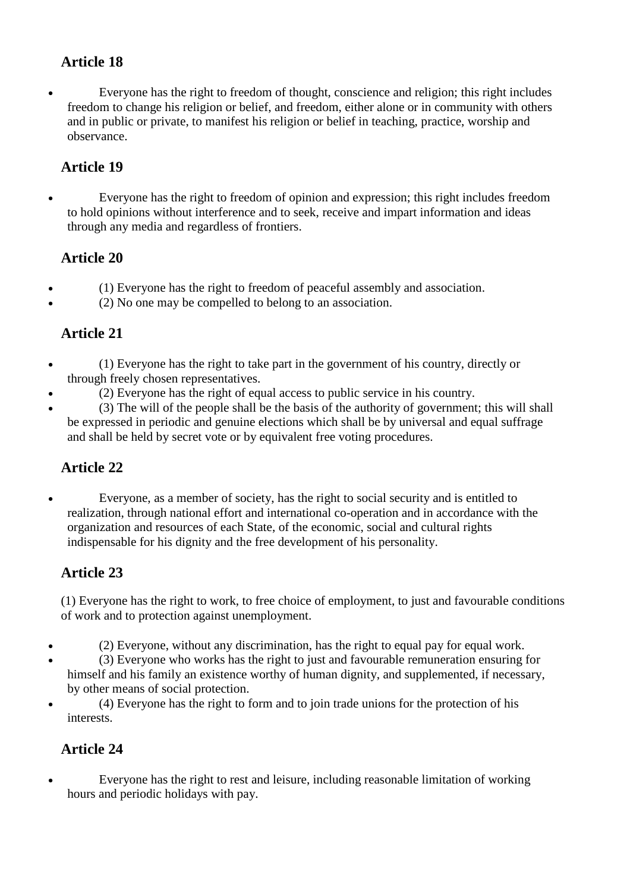## Article 18

- Everyone has the right to freedom of thought, conscience and religion; this right includes freedom to change his religion or belief, and freedom, either alone or in community with others and in public or private, to manifest his religion or belief in teaching, practice, worship and observance.

## Article 19

- Everyone has the right to freedom of opinion and expression; this right includes freedom to hold opinions without interference and to seek, receive and impart information and ideas through any media and regardless of frontiers.

## Article 20

- (1) Everyone has the right to freedom of peaceful assembly and association.
- (2) No one may be compelled to belong to an association.

## Article 21

- (1) Everyone has the right to take part in the government of his country, directly or through freely chosen representatives.
- (2) Everyone has the right of equal access to public service in his country.
- (3) The will of the people shall be the basis of the authority of government; this will shall be expressed in periodic and genuine elections which shall be by universal and equal suffrage and shall be held by secret vote or by equivalent free voting procedures.

## Article 22

- Everyone, as a member of society, has the right to social security and is entitled to realization, through national effort and international co-operation and in accordance with the organization and resources of each State, of the economic, social and cultural rights indispensable for his dignity and the free development of his personality.

## Article 23

(1) Everyone has the right to work, to free choice of employment, to just and favourable conditions of work and to protection against unemployment.

- (2) Everyone, without any discrimination, has the right to equal pay for equal work.
- (3) Everyone who works has the right to just and favourable remuneration ensuring for himself and his family an existence worthy of human dignity, and supplemented, if necessary, by other means of social protection.
- (4) Everyone has the right to form and to join trade unions for the protection of his interests.

## Article 24

- Everyone has the right to rest and leisure, including reasonable limitation of working hours and periodic holidays with pay.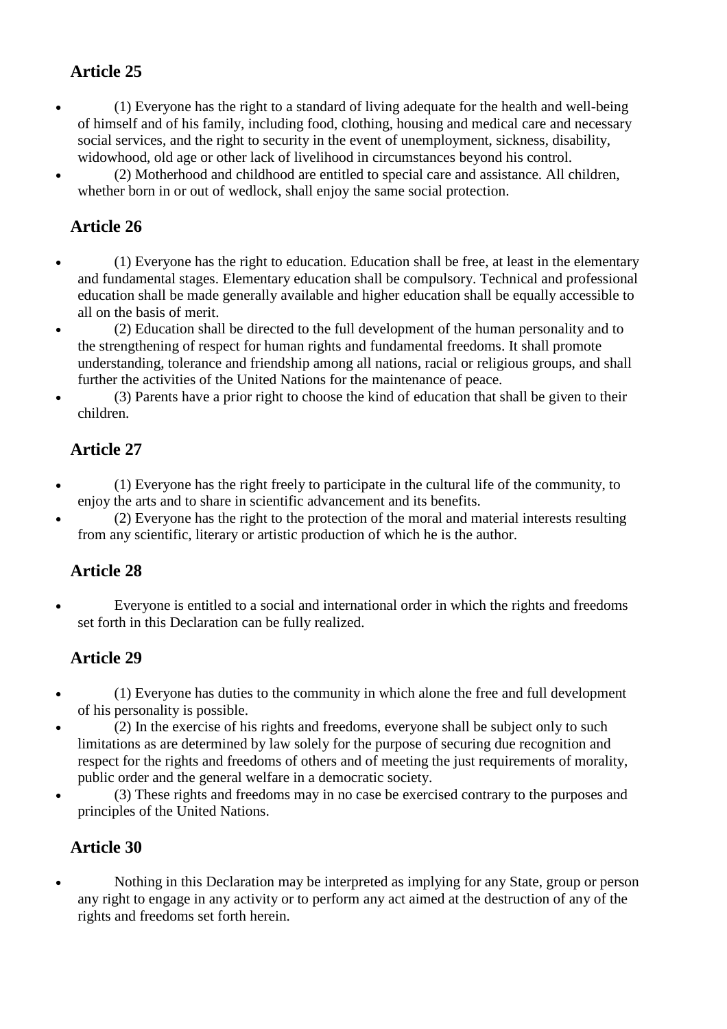## Article 25

- (1) Everyone has the right to a standard of living adequate for the health and well-being of himself and of his family, including food, clothing, housing and medical care and necessary social services, and the right to security in the event of unemployment, sickness, disability, widowhood, old age or other lack of livelihood in circumstances beyond his control.
- (2) Motherhood and childhood are entitled to special care and assistance. All children, whether born in or out of wedlock, shall enjoy the same social protection.

## Article 26

- (1) Everyone has the right to education. Education shall be free, at least in the elementary and fundamental stages. Elementary education shall be compulsory. Technical and professional education shall be made generally available and higher education shall be equally accessible to all on the basis of merit.
- (2) Education shall be directed to the full development of the human personality and to the strengthening of respect for human rights and fundamental freedoms. It shall promote understanding, tolerance and friendship among all nations, racial or religious groups, and shall further the activities of the United Nations for the maintenance of peace.
- (3) Parents have a prior right to choose the kind of education that shall be given to their children.

## Article 27

- (1) Everyone has the right freely to participate in the cultural life of the community, to enjoy the arts and to share in scientific advancement and its benefits.
- (2) Everyone has the right to the protection of the moral and material interests resulting from any scientific, literary or artistic production of which he is the author.

## Article 28

- Everyone is entitled to a social and international order in which the rights and freedoms set forth in this Declaration can be fully realized.

## Article 29

- (1) Everyone has duties to the community in which alone the free and full development of his personality is possible.
- (2) In the exercise of his rights and freedoms, everyone shall be subject only to such limitations as are determined by law solely for the purpose of securing due recognition and respect for the rights and freedoms of others and of meeting the just requirements of morality, public order and the general welfare in a democratic society.
- (3) These rights and freedoms may in no case be exercised contrary to the purposes and principles of the United Nations.

## Article 30

- Nothing in this Declaration may be interpreted as implying for any State, group or person any right to engage in any activity or to perform any act aimed at the destruction of any of the rights and freedoms set forth herein.